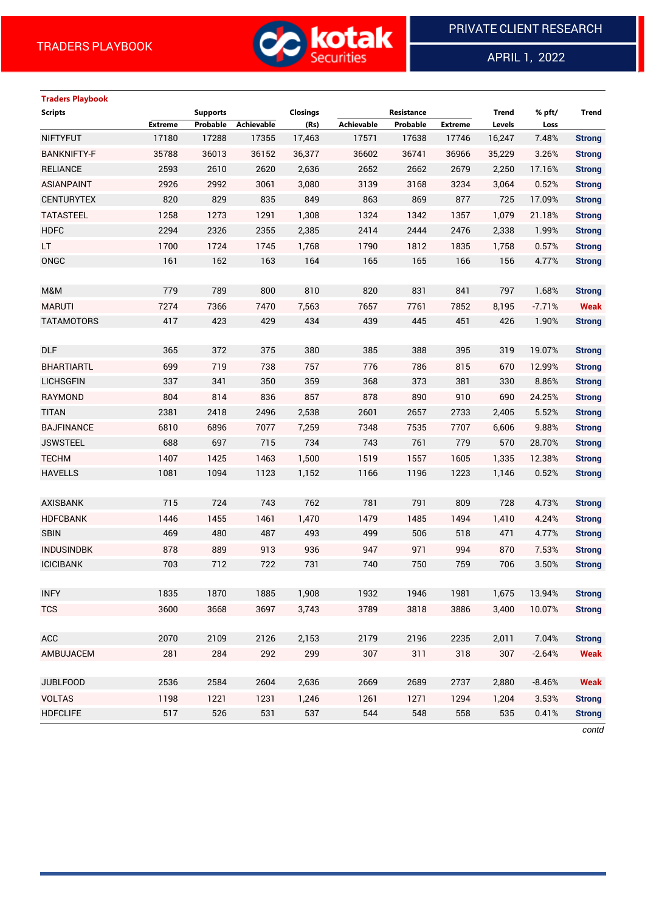TRADERS PLAYBOOK

PRIVATE CLIENT RESEARCH

APRIL 1, 2022

**Traders Playbook**

| Scripts | Supports | | | Closings | Resistance | | | Trend | % pft/ | Trend |
|---|---|---|---|---|---|---|---|---|---|---|
| | Extreme | Probable | Achievable | (Rs) | Achievable | Probable | Extreme | Levels | Loss | |
| NIFTYFUT | 17180 | 17288 | 17355 | 17,463 | 17571 | 17638 | 17746 | 16,247 | 7.48% | Strong |
| BANKNIFTY-F | 35788 | 36013 | 36152 | 36,377 | 36602 | 36741 | 36966 | 35,229 | 3.26% | Strong |
| RELIANCE | 2593 | 2610 | 2620 | 2,636 | 2652 | 2662 | 2679 | 2,250 | 17.16% | Strong |
| ASIANPAINT | 2926 | 2992 | 3061 | 3,080 | 3139 | 3168 | 3234 | 3,064 | 0.52% | Strong |
| CENTURYTEX | 820 | 829 | 835 | 849 | 863 | 869 | 877 | 725 | 17.09% | Strong |
| TATASTEEL | 1258 | 1273 | 1291 | 1,308 | 1324 | 1342 | 1357 | 1,079 | 21.18% | Strong |
| HDFC | 2294 | 2326 | 2355 | 2,385 | 2414 | 2444 | 2476 | 2,338 | 1.99% | Strong |
| LT | 1700 | 1724 | 1745 | 1,768 | 1790 | 1812 | 1835 | 1,758 | 0.57% | Strong |
| ONGC | 161 | 162 | 163 | 164 | 165 | 165 | 166 | 156 | 4.77% | Strong |
| | | | | | | | | | | |
| M&M | 779 | 789 | 800 | 810 | 820 | 831 | 841 | 797 | 1.68% | Strong |
| MARUTI | 7274 | 7366 | 7470 | 7,563 | 7657 | 7761 | 7852 | 8,195 | -7.71% | Weak |
| TATAMOTORS | 417 | 423 | 429 | 434 | 439 | 445 | 451 | 426 | 1.90% | Strong |
| | | | | | | | | | | |
| DLF | 365 | 372 | 375 | 380 | 385 | 388 | 395 | 319 | 19.07% | Strong |
| BHARTIARTL | 699 | 719 | 738 | 757 | 776 | 786 | 815 | 670 | 12.99% | Strong |
| LICHSGFIN | 337 | 341 | 350 | 359 | 368 | 373 | 381 | 330 | 8.86% | Strong |
| RAYMOND | 804 | 814 | 836 | 857 | 878 | 890 | 910 | 690 | 24.25% | Strong |
| TITAN | 2381 | 2418 | 2496 | 2,538 | 2601 | 2657 | 2733 | 2,405 | 5.52% | Strong |
| BAJFINANCE | 6810 | 6896 | 7077 | 7,259 | 7348 | 7535 | 7707 | 6,606 | 9.88% | Strong |
| JSWSTEEL | 688 | 697 | 715 | 734 | 743 | 761 | 779 | 570 | 28.70% | Strong |
| TECHM | 1407 | 1425 | 1463 | 1,500 | 1519 | 1557 | 1605 | 1,335 | 12.38% | Strong |
| HAVELLS | 1081 | 1094 | 1123 | 1,152 | 1166 | 1196 | 1223 | 1,146 | 0.52% | Strong |
| | | | | | | | | | | |
| AXISBANK | 715 | 724 | 743 | 762 | 781 | 791 | 809 | 728 | 4.73% | Strong |
| HDFCBANK | 1446 | 1455 | 1461 | 1,470 | 1479 | 1485 | 1494 | 1,410 | 4.24% | Strong |
| SBIN | 469 | 480 | 487 | 493 | 499 | 506 | 518 | 471 | 4.77% | Strong |
| INDUSINDBK | 878 | 889 | 913 | 936 | 947 | 971 | 994 | 870 | 7.53% | Strong |
| ICICIBANK | 703 | 712 | 722 | 731 | 740 | 750 | 759 | 706 | 3.50% | Strong |
| | | | | | | | | | | |
| INFY | 1835 | 1870 | 1885 | 1,908 | 1932 | 1946 | 1981 | 1,675 | 13.94% | Strong |
| TCS | 3600 | 3668 | 3697 | 3,743 | 3789 | 3818 | 3886 | 3,400 | 10.07% | Strong |
| | | | | | | | | | | |
| ACC | 2070 | 2109 | 2126 | 2,153 | 2179 | 2196 | 2235 | 2,011 | 7.04% | Strong |
| AMBUJACEM | 281 | 284 | 292 | 299 | 307 | 311 | 318 | 307 | -2.64% | Weak |
| | | | | | | | | | | |
| JUBLFOOD | 2536 | 2584 | 2604 | 2,636 | 2669 | 2689 | 2737 | 2,880 | -8.46% | Weak |
| VOLTAS | 1198 | 1221 | 1231 | 1,246 | 1261 | 1271 | 1294 | 1,204 | 3.53% | Strong |
| HDFCLIFE | 517 | 526 | 531 | 537 | 544 | 548 | 558 | 535 | 0.41% | Strong |

*contd*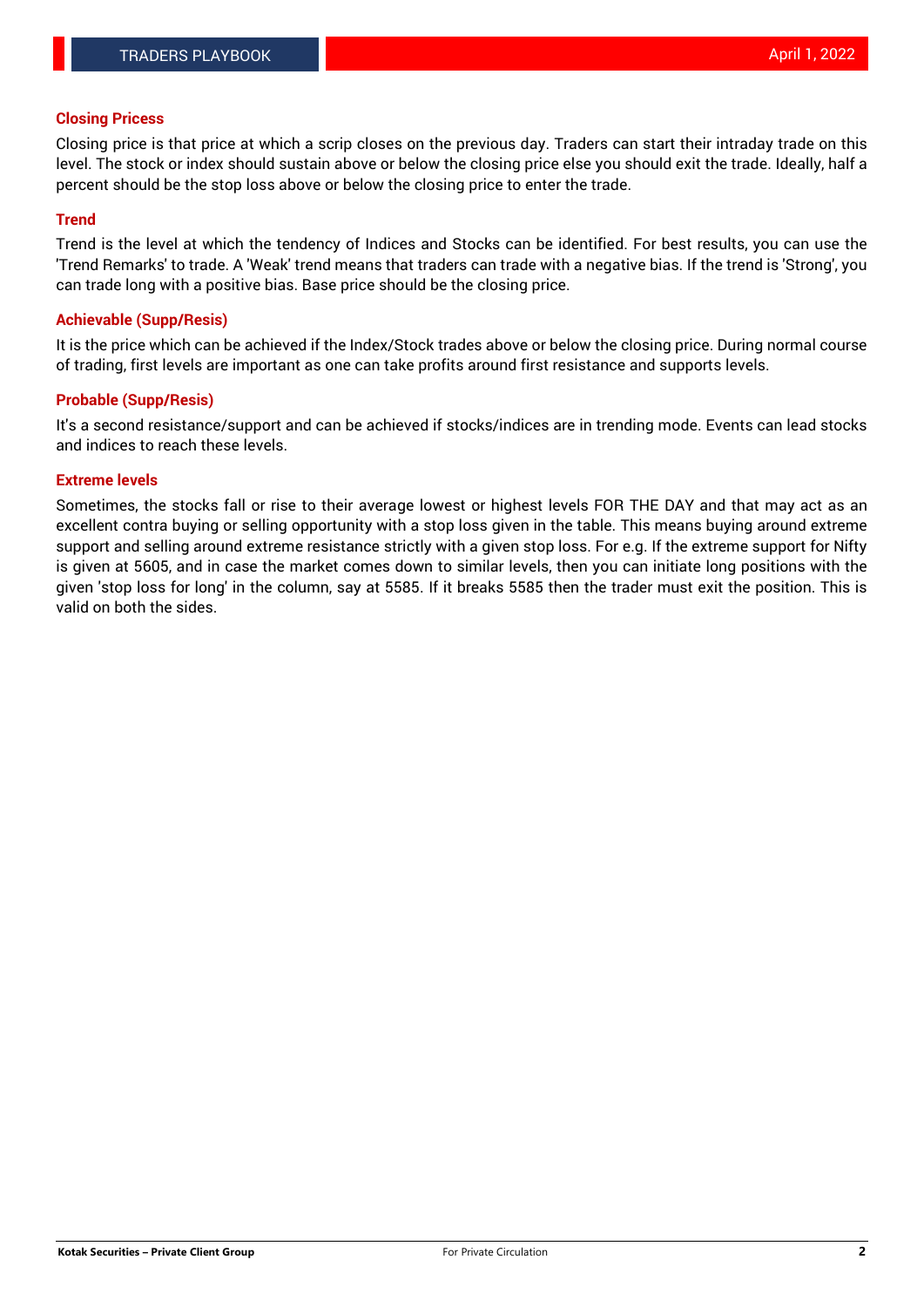## Closing Pricess

Closing price is that price at which a scrip closes on the previous day. Traders can start their intraday trade on this level. The stock or index should sustain above or below the closing price else you should exit the trade. Ideally, half a percent should be the stop loss above or below the closing price to enter the trade.

## Trend

Trend is the level at which the tendency of Indices and Stocks can be identified. For best results, you can use the 'Trend Remarks' to trade. A 'Weak' trend means that traders can trade with a negative bias. If the trend is 'Strong', you can trade long with a positive bias. Base price should be the closing price.

## Achievable (Supp/Resis)

It is the price which can be achieved if the Index/Stock trades above or below the closing price. During normal course of trading, first levels are important as one can take profits around first resistance and supports levels.

## Probable (Supp/Resis)

It's a second resistance/support and can be achieved if stocks/indices are in trending mode. Events can lead stocks and indices to reach these levels.

## Extreme levels

Sometimes, the stocks fall or rise to their average lowest or highest levels FOR THE DAY and that may act as an excellent contra buying or selling opportunity with a stop loss given in the table. This means buying around extreme support and selling around extreme resistance strictly with a given stop loss. For e.g. If the extreme support for Nifty is given at 5605, and in case the market comes down to similar levels, then you can initiate long positions with the given 'stop loss for long' in the column, say at 5585. If it breaks 5585 then the trader must exit the position. This is valid on both the sides.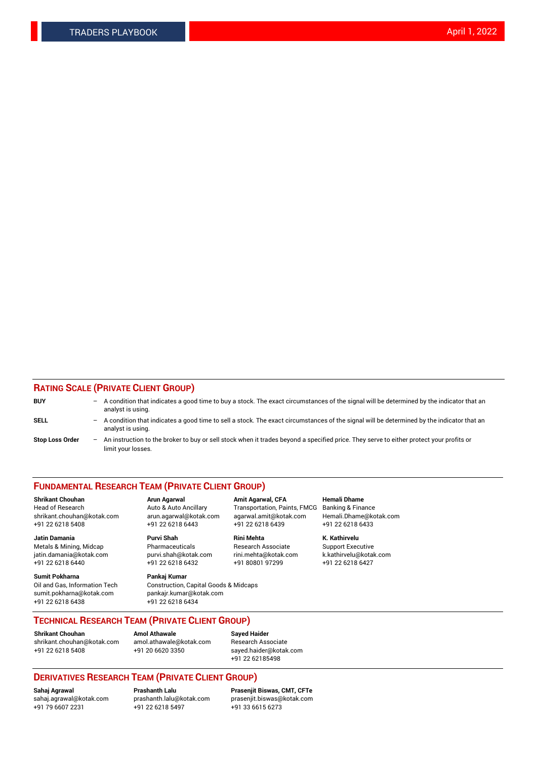## RATING SCALE (PRIVATE CLIENT GROUP)

**BUY** – A condition that indicates a good time to buy a stock. The exact circumstances of the signal will be determined by the indicator that an analyst is using.

**SELL** – A condition that indicates a good time to sell a stock. The exact circumstances of the signal will be determined by the indicator that an analyst is using.

**Stop Loss Order** – An instruction to the broker to buy or sell stock when it trades beyond a specified price. They serve to either protect your profits or limit your losses.

## FUNDAMENTAL RESEARCH TEAM (PRIVATE CLIENT GROUP)

**Shrikant Chouhan**
Head of Research
shrikant.chouhan@kotak.com
+91 22 6218 5408

**Arun Agarwal**
Auto & Auto Ancillary
arun.agarwal@kotak.com
+91 22 6218 6443

**Amit Agarwal, CFA**
Transportation, Paints, FMCG
agarwal.amit@kotak.com
+91 22 6218 6439

**Hemali Dhame**
Banking & Finance
Hemali.Dhame@kotak.com
+91 22 6218 6433

**Jatin Damania**
Metals & Mining, Midcap
jatin.damania@kotak.com
+91 22 6218 6440

**Purvi Shah**
Pharmaceuticals
purvi.shah@kotak.com
+91 22 6218 6432

**Rini Mehta**
Research Associate
rini.mehta@kotak.com
+91 80801 97299

**K. Kathirvelu**
Support Executive
k.kathirvelu@kotak.com
+91 22 6218 6427

**Sumit Pokharna**
Oil and Gas, Information Tech
sumit.pokharna@kotak.com
+91 22 6218 6438

**Pankaj Kumar**
Construction, Capital Goods & Midcaps
pankajr.kumar@kotak.com
+91 22 6218 6434

## TECHNICAL RESEARCH TEAM (PRIVATE CLIENT GROUP)

**Shrikant Chouhan**
shrikant.chouhan@kotak.com
+91 22 6218 5408

**Amol Athawale**
amol.athawale@kotak.com
+91 20 6620 3350

**Sayed Haider**
Research Associate
sayed.haider@kotak.com
+91 22 62185498

## DERIVATIVES RESEARCH TEAM (PRIVATE CLIENT GROUP)

**Sahaj Agrawal**
sahaj.agrawal@kotak.com
+91 79 6607 2231

**Prashanth Lalu**
prashanth.lalu@kotak.com
+91 22 6218 5497

**Prasenjit Biswas, CMT, CFTe**
prasenjit.biswas@kotak.com
+91 33 6615 6273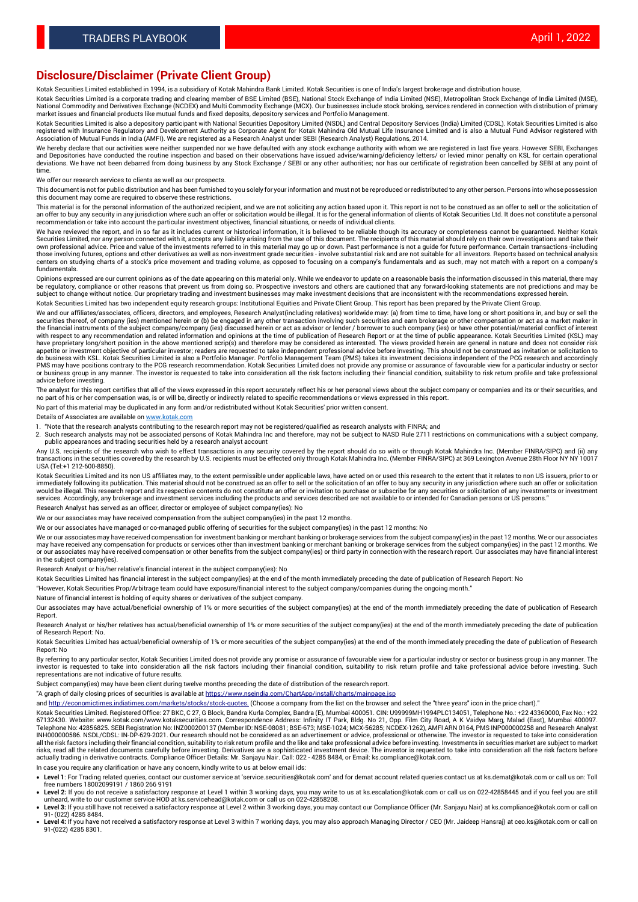# Disclosure/Disclaimer (Private Client Group)

Kotak Securities Limited established in 1994, is a subsidiary of Kotak Mahindra Bank Limited. Kotak Securities is one of India's largest brokerage and distribution house.

Kotak Securities Limited is a corporate trading and clearing member of BSE Limited (BSE), National Stock Exchange of India Limited (NSE), Metropolitan Stock Exchange of India Limited (MSE), National Commodity and Derivatives Exchange (NCDEX) and Multi Commodity Exchange (MCX). Our businesses include stock broking, services rendered in connection with distribution of primary market issues and financial products like mutual funds and fixed deposits, depository services and Portfolio Management.

Kotak Securities Limited is also a depository participant with National Securities Depository Limited (NSDL) and Central Depository Services (India) Limited (CDSL). Kotak Securities Limited is also registered with Insurance Regulatory and Development Authority as Corporate Agent for Kotak Mahindra Old Mutual Life Insurance Limited and is also a Mutual Fund Advisor registered with Association of Mutual Funds in India (AMFI). We are registered as a Research Analyst under SEBI (Research Analyst) Regulations, 2014.

We hereby declare that our activities were neither suspended nor we have defaulted with any stock exchange authority with whom we are registered in last five years. However SEBI, Exchanges and Depositories have conducted the routine inspection and based on their observations have issued advise/warning/deficiency letters/ or levied minor penalty on KSL for certain operational deviations. We have not been debarred from doing business by any Stock Exchange / SEBI or any other authorities; nor has our certificate of registration been cancelled by SEBI at any point of time.

We offer our research services to clients as well as our prospects.

This document is not for public distribution and has been furnished to you solely for your information and must not be reproduced or redistributed to any other person. Persons into whose possession this document may come are required to observe these restrictions.

This material is for the personal information of the authorized recipient, and we are not soliciting any action based upon it. This report is not to be construed as an offer to sell or the solicitation of an offer to buy any security in any jurisdiction where such an offer or solicitation would be illegal. It is for the general information of clients of Kotak Securities Ltd. It does not constitute a personal recommendation or take into account the particular investment objectives, financial situations, or needs of individual clients.

We have reviewed the report, and in so far as it includes current or historical information, it is believed to be reliable though its accuracy or completeness cannot be guaranteed. Neither Kotak Securities Limited, nor any person connected with it, accepts any liability arising from the use of this document. The recipients of this material should rely on their own investigations and take their own professional advice. Price and value of the investments referred to in this material may go up or down. Past performance is not a guide for future performance. Certain transactions -including those involving futures, options and other derivatives as well as non-investment grade securities - involve substantial risk and are not suitable for all investors. Reports based on technical analysis centers on studying charts of a stock's price movement and trading volume, as opposed to focusing on a company's fundamentals and as such, may not match with a report on a company's fundamentals.

Opinions expressed are our current opinions as of the date appearing on this material only. While we endeavor to update on a reasonable basis the information discussed in this material, there may be regulatory, compliance or other reasons that prevent us from doing so. Prospective investors and others are cautioned that any forward-looking statements are not predictions and may be subject to change without notice. Our proprietary trading and investment businesses may make investment decisions that are inconsistent with the recommendations expressed herein.

Kotak Securities Limited has two independent equity research groups: Institutional Equities and Private Client Group. This report has been prepared by the Private Client Group.

We and our affiliates/associates, officers, directors, and employees, Research Analyst(including relatives) worldwide may: (a) from time to time, have long or short positions in, and buy or sell the securities thereof, of company (ies) mentioned herein or (b) be engaged in any other transaction involving such securities and earn brokerage or other compensation or act as a market maker in the financial instruments of the subject company/company (ies) discussed herein or act as advisor or lender / borrower to such company (ies) or have other potential/material conflict of interest with respect to any recommendation and related information and opinions at the time of publication of Research Report or at the time of public appearance. Kotak Securities Limited (KSL) may have proprietary long/short position in the above mentioned scrip(s) and therefore may be considered as interested. The views provided herein are general in nature and does not consider risk appetite or investment objective of particular investor; readers are requested to take independent professional advice before investing. This should not be construed as invitation or solicitation to do business with KSL. Kotak Securities Limited is also a Portfolio Manager. Portfolio Management Team (PMS) takes its investment decisions independent of the PCG research and accordingly PMS may have positions contrary to the PCG research recommendation. Kotak Securities Limited does not provide any promise or assurance of favourable view for a particular industry or sector or business group in any manner. The investor is requested to take into consideration all the risk factors including their financial condition, suitability to risk return profile and take professional advice before investing.

The analyst for this report certifies that all of the views expressed in this report accurately reflect his or her personal views about the subject company or companies and its or their securities, and no part of his or her compensation was, is or will be, directly or indirectly related to specific recommendations or views expressed in this report.

No part of this material may be duplicated in any form and/or redistributed without Kotak Securities' prior written consent.

Details of Associates are available on www.kotak.com

1. "Note that the research analysts contributing to the research report may not be registered/qualified as research analysts with FINRA; and
2. Such research analysts may not be associated persons of Kotak Mahindra Inc and therefore, may not be subject to NASD Rule 2711 restrictions on communications with a subject company, public appearances and trading securities held by a research analyst account

Any U.S. recipients of the research who wish to effect transactions in any security covered by the report should do so with or through Kotak Mahindra Inc. (Member FINRA/SIPC) and (ii) any transactions in the securities covered by the research by U.S. recipients must be effected only through Kotak Mahindra Inc. (Member FINRA/SIPC) at 369 Lexington Avenue 28th Floor NY NY 10017 USA (Tel:+1 212-600-8850).

Kotak Securities Limited and its non US affiliates may, to the extent permissible under applicable laws, have acted on or used this research to the extent that it relates to non US issuers, prior to or immediately following its publication. This material should not be construed as an offer to sell or the solicitation of an offer to buy any security in any jurisdiction where such an offer or solicitation would be illegal. This research report and its respective contents do not constitute an offer or invitation to purchase or subscribe for any securities or solicitation of any investments or investment services. Accordingly, any brokerage and investment services including the products and services described are not available to or intended for Canadian persons or US persons."

Research Analyst has served as an officer, director or employee of subject company(ies): No

We or our associates may have received compensation from the subject company(ies) in the past 12 months.

We or our associates have managed or co-managed public offering of securities for the subject company(ies) in the past 12 months: No

We or our associates may have received compensation for investment banking or merchant banking or brokerage services from the subject company(ies) in the past 12 months. We or our associates may have received any compensation for products or services other than investment banking or merchant banking or brokerage services from the subject company(ies) in the past 12 months. We or our associates may have received compensation or other benefits from the subject company(ies) or third party in connection with the research report. Our associates may have financial interest in the subject company(ies).

Research Analyst or his/her relative's financial interest in the subject company(ies): No

Kotak Securities Limited has financial interest in the subject company(ies) at the end of the month immediately preceding the date of publication of Research Report: No

"However, Kotak Securities Prop/Arbitrage team could have exposure/financial interest to the subject company/companies during the ongoing month."

Nature of financial interest is holding of equity shares or derivatives of the subject company.

Our associates may have actual/beneficial ownership of 1% or more securities of the subject company(ies) at the end of the month immediately preceding the date of publication of Research Report.

Research Analyst or his/her relatives has actual/beneficial ownership of 1% or more securities of the subject company(ies) at the end of the month immediately preceding the date of publication of Research Report: No.

Kotak Securities Limited has actual/beneficial ownership of 1% or more securities of the subject company(ies) at the end of the month immediately preceding the date of publication of Research Report: No

By referring to any particular sector, Kotak Securities Limited does not provide any promise or assurance of favourable view for a particular industry or sector or business group in any manner. The investor is requested to take into consideration all the risk factors including their financial condition, suitability to risk return profile and take professional advice before investing. Such representations are not indicative of future results.

Subject company(ies) may have been client during twelve months preceding the date of distribution of the research report.

"A graph of daily closing prices of securities is available at https://www.nseindia.com/ChartApp/install/charts/mainpage.jsp

and http://economictimes.indiatimes.com/markets/stocks/stock-quotes. (Choose a company from the list on the browser and select the "three years" icon in the price chart)."

Kotak Securities Limited. Registered Office: 27 BKC, C 27, G Block, Bandra Kurla Complex, Bandra (E), Mumbai 400051. CIN: U99999MH1994PLC134051, Telephone No.: +22 43360000, Fax No.: +22 67132430. Website: www.kotak.com/www.kotaksecurities.com. Correspondence Address: Infinity IT Park, Bldg. No 21, Opp. Film City Road, A K Vaidya Marg, Malad (East), Mumbai 400097. Telephone No: 42856825. SEBI Registration No: INZ000200137 (Member ID: NSE-08081; BSE-673; MSE-1024; MCX-56285; NCDEX-1262), AMFI ARN 0164, PMS INP000000258 and Research Analyst INH000000586. NSDL/CDSL: IN-DP-629-2021. Our research should not be considered as an advertisement or advice, professional or otherwise. The investor is requested to take into consideration all the risk factors including their financial condition, suitability to risk return profile and the like and take professional advice before investing. Investments in securities market are subject to market risks, read all the related documents carefully before investing. Derivatives are a sophisticated investment device. The investor is requested to take into consideration all the risk factors before actually trading in derivative contracts. Compliance Officer Details: Mr. Sanjayu Nair. Call: 022 - 4285 8484, or Email: ks.compliance@kotak.com.

In case you require any clarification or have any concern, kindly write to us at below email ids:

- **Level 1**: For Trading related queries, contact our customer service at 'service.securities@kotak.com' and for demat account related queries contact us at ks.demat@kotak.com or call us on: Toll free numbers 18002099191 / 1860 266 9191
- **Level 2:** If you do not receive a satisfactory response at Level 1 within 3 working days, you may write to us at ks.escalation@kotak.com or call us on 022-42858445 and if you feel you are still unheard, write to our customer service HOD at ks.servicehead@kotak.com or call us on 022-42858208.
- **Level 3:** If you still have not received a satisfactory response at Level 2 within 3 working days, you may contact our Compliance Officer (Mr. Sanjayu Nair) at ks.compliance@kotak.com or call on 91- (022) 4285 8484.
- **Level 4:** If you have not received a satisfactory response at Level 3 within 7 working days, you may also approach Managing Director / CEO (Mr. Jaideep Hansraj) at ceo.ks@kotak.com or call on 91-(022) 4285 8301.